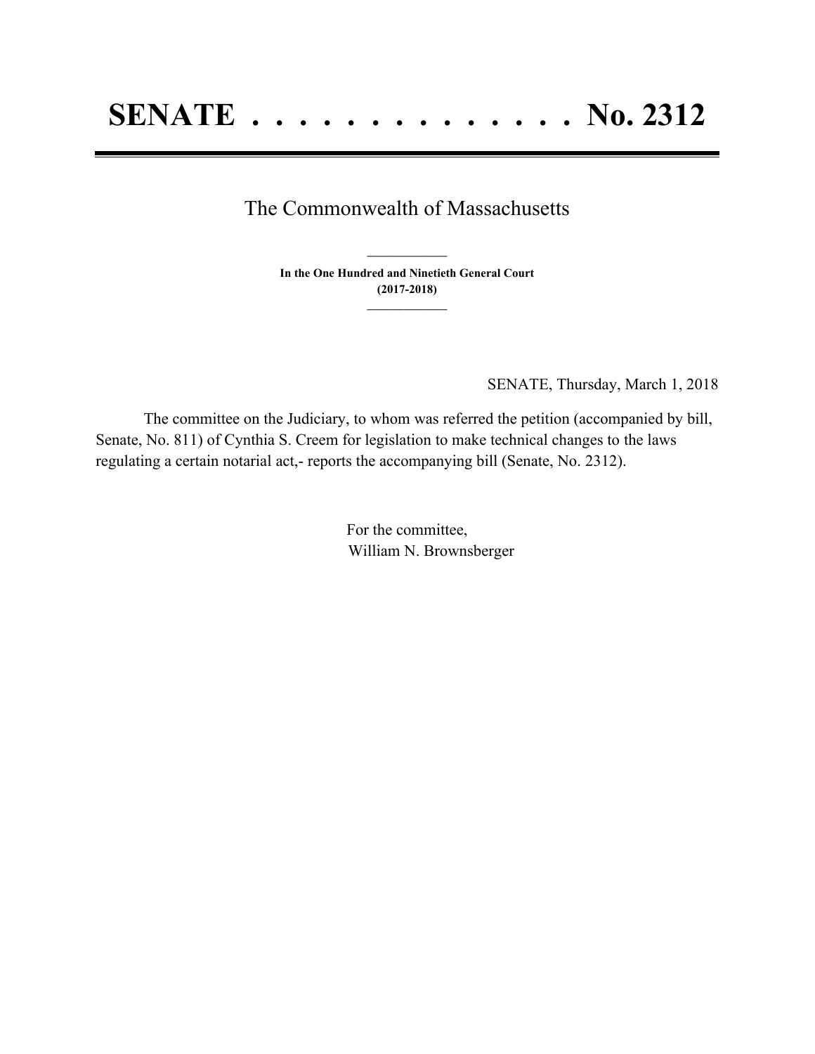# SENATE . . . . . . . . . . . . . . No. 2312

The Commonwealth of Massachusetts

---

**In the One Hundred and Ninetieth General Court**
**(2017-2018)**

---

SENATE, Thursday, March 1, 2018

The committee on the Judiciary, to whom was referred the petition (accompanied by bill, Senate, No. 811) of Cynthia S. Creem for legislation to make technical changes to the laws regulating a certain notarial act,- reports the accompanying bill (Senate, No. 2312).

For the committee,
William N. Brownsberger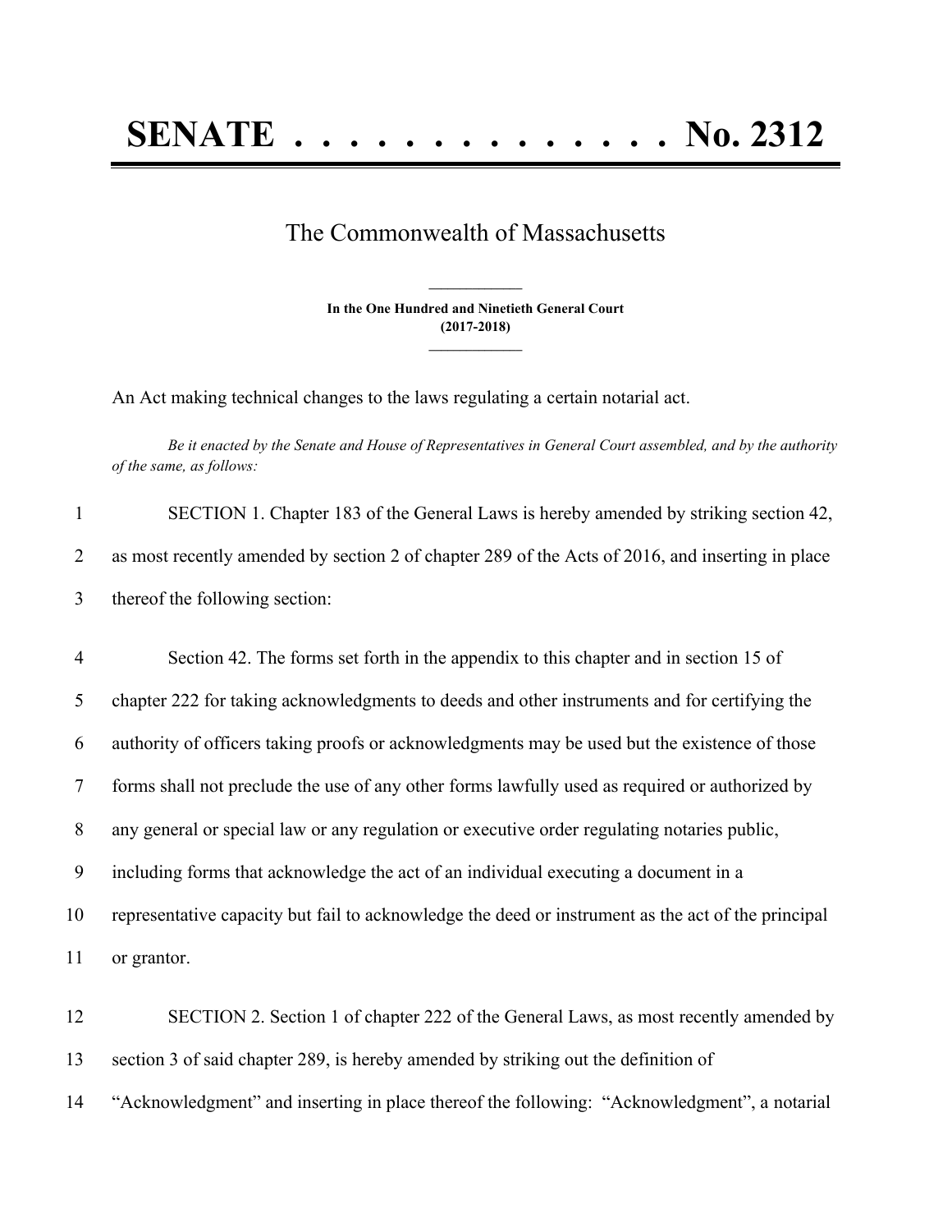# SENATE . . . . . . . . . . . . . . No. 2312

The Commonwealth of Massachusetts

**In the One Hundred and Ninetieth General Court**
**(2017-2018)**

An Act making technical changes to the laws regulating a certain notarial act.

*Be it enacted by the Senate and House of Representatives in General Court assembled, and by the authority of the same, as follows:*

SECTION 1. Chapter 183 of the General Laws is hereby amended by striking section 42, as most recently amended by section 2 of chapter 289 of the Acts of 2016, and inserting in place thereof the following section:

Section 42. The forms set forth in the appendix to this chapter and in section 15 of chapter 222 for taking acknowledgments to deeds and other instruments and for certifying the authority of officers taking proofs or acknowledgments may be used but the existence of those forms shall not preclude the use of any other forms lawfully used as required or authorized by any general or special law or any regulation or executive order regulating notaries public, including forms that acknowledge the act of an individual executing a document in a representative capacity but fail to acknowledge the deed or instrument as the act of the principal or grantor.

SECTION 2. Section 1 of chapter 222 of the General Laws, as most recently amended by section 3 of said chapter 289, is hereby amended by striking out the definition of "Acknowledgment" and inserting in place thereof the following: "Acknowledgment", a notarial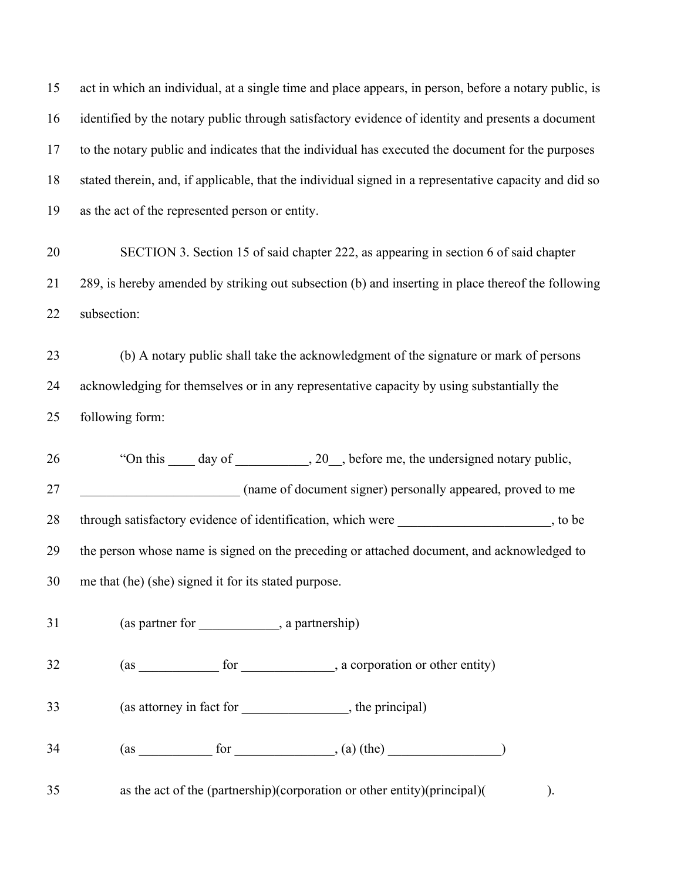act in which an individual, at a single time and place appears, in person, before a notary public, is identified by the notary public through satisfactory evidence of identity and presents a document to the notary public and indicates that the individual has executed the document for the purposes stated therein, and, if applicable, that the individual signed in a representative capacity and did so as the act of the represented person or entity.

SECTION 3. Section 15 of said chapter 222, as appearing in section 6 of said chapter 289, is hereby amended by striking out subsection (b) and inserting in place thereof the following subsection:

(b) A notary public shall take the acknowledgment of the signature or mark of persons acknowledging for themselves or in any representative capacity by using substantially the following form:

"On this ____ day of ___________, 20__, before me, the undersigned notary public, ________________________ (name of document signer) personally appeared, proved to me through satisfactory evidence of identification, which were _______________________, to be the person whose name is signed on the preceding or attached document, and acknowledged to me that (he) (she) signed it for its stated purpose.

(as partner for ____________, a partnership)

(as ____________ for ______________, a corporation or other entity)

(as attorney in fact for ________________, the principal)

(as ___________ for _______________, (a) (the) _________________)

as the act of the (partnership)(corporation or other entity)(principal)(                ).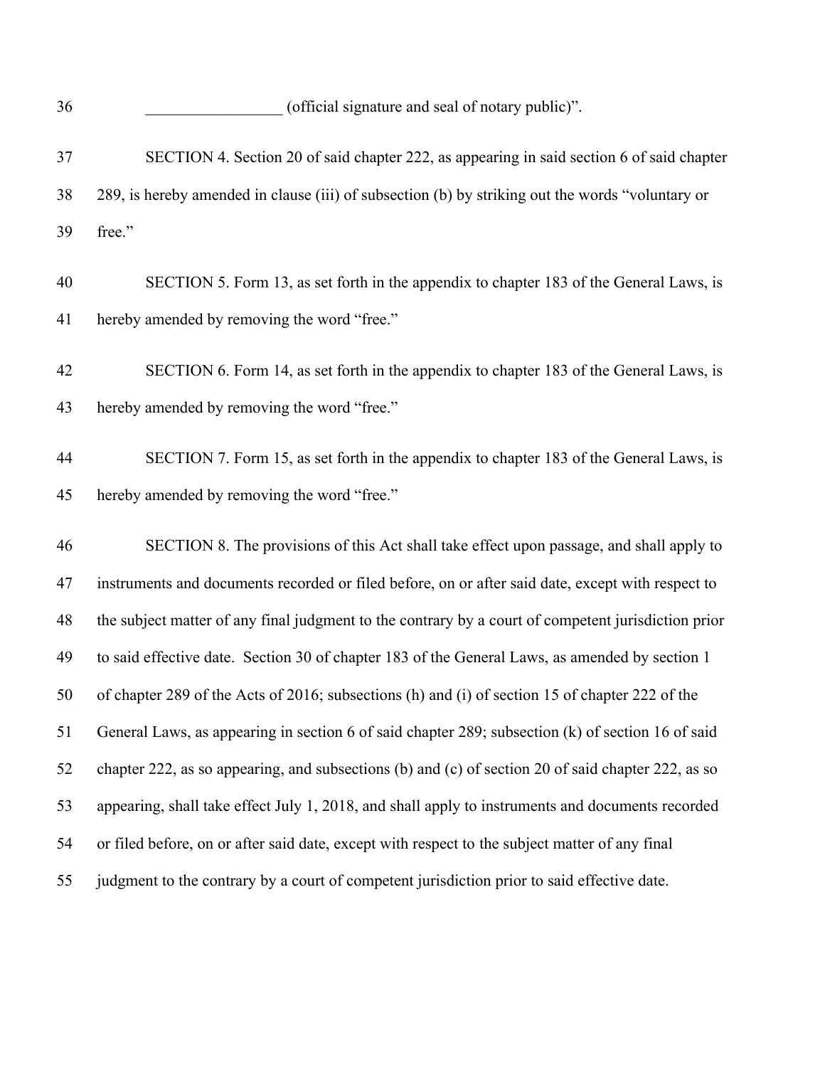_________________ (official signature and seal of notary public)".

SECTION 4. Section 20 of said chapter 222, as appearing in said section 6 of said chapter 289, is hereby amended in clause (iii) of subsection (b) by striking out the words "voluntary or free."

SECTION 5. Form 13, as set forth in the appendix to chapter 183 of the General Laws, is hereby amended by removing the word "free."

SECTION 6. Form 14, as set forth in the appendix to chapter 183 of the General Laws, is hereby amended by removing the word "free."

SECTION 7. Form 15, as set forth in the appendix to chapter 183 of the General Laws, is hereby amended by removing the word "free."

SECTION 8. The provisions of this Act shall take effect upon passage, and shall apply to instruments and documents recorded or filed before, on or after said date, except with respect to the subject matter of any final judgment to the contrary by a court of competent jurisdiction prior to said effective date. Section 30 of chapter 183 of the General Laws, as amended by section 1 of chapter 289 of the Acts of 2016; subsections (h) and (i) of section 15 of chapter 222 of the General Laws, as appearing in section 6 of said chapter 289; subsection (k) of section 16 of said chapter 222, as so appearing, and subsections (b) and (c) of section 20 of said chapter 222, as so appearing, shall take effect July 1, 2018, and shall apply to instruments and documents recorded or filed before, on or after said date, except with respect to the subject matter of any final judgment to the contrary by a court of competent jurisdiction prior to said effective date.